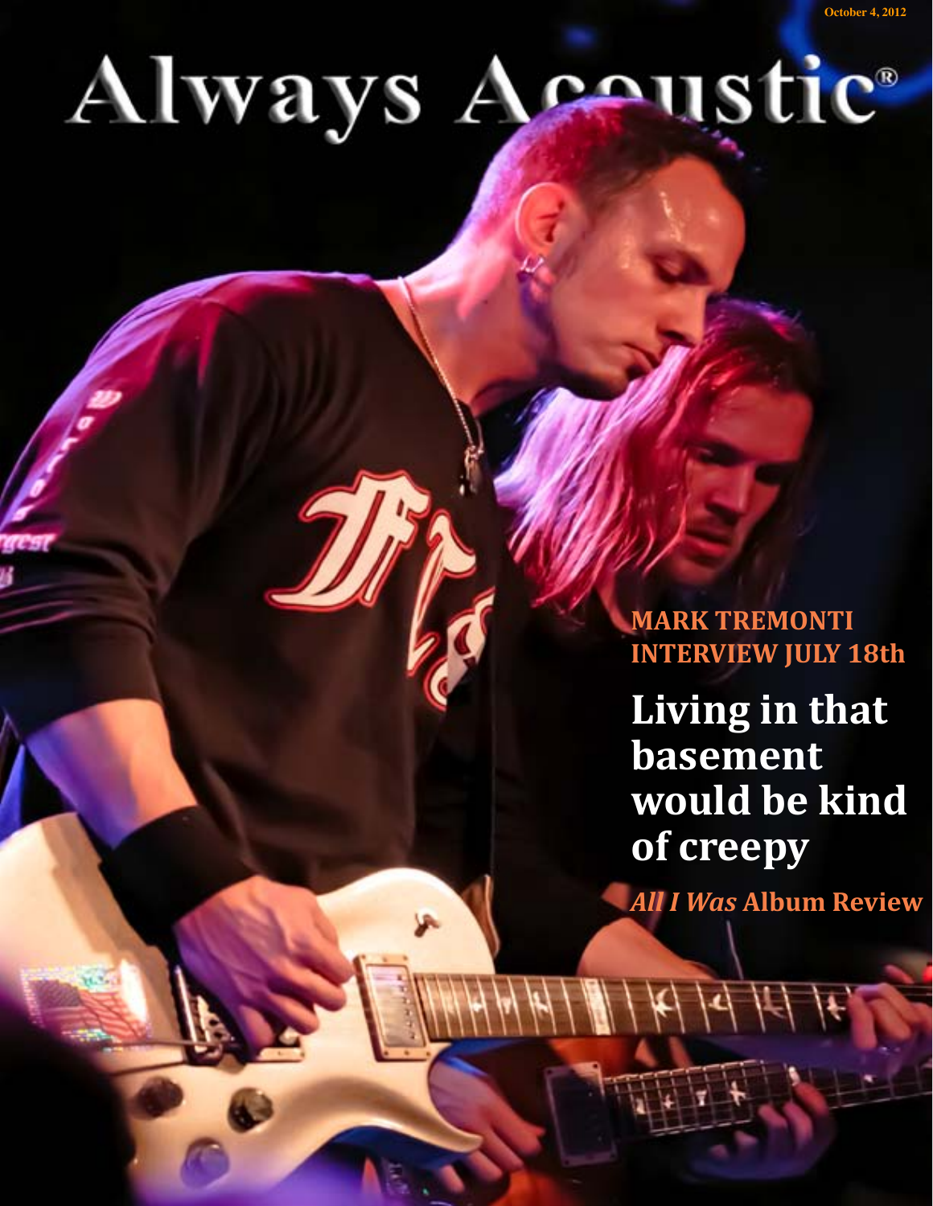October 4, 2012

# Always Acoustic®

**MARK TREMONTI INTERVIEW JULY 18th**

## Living in that basement would be kind of creepy

***All I Was* Album Review**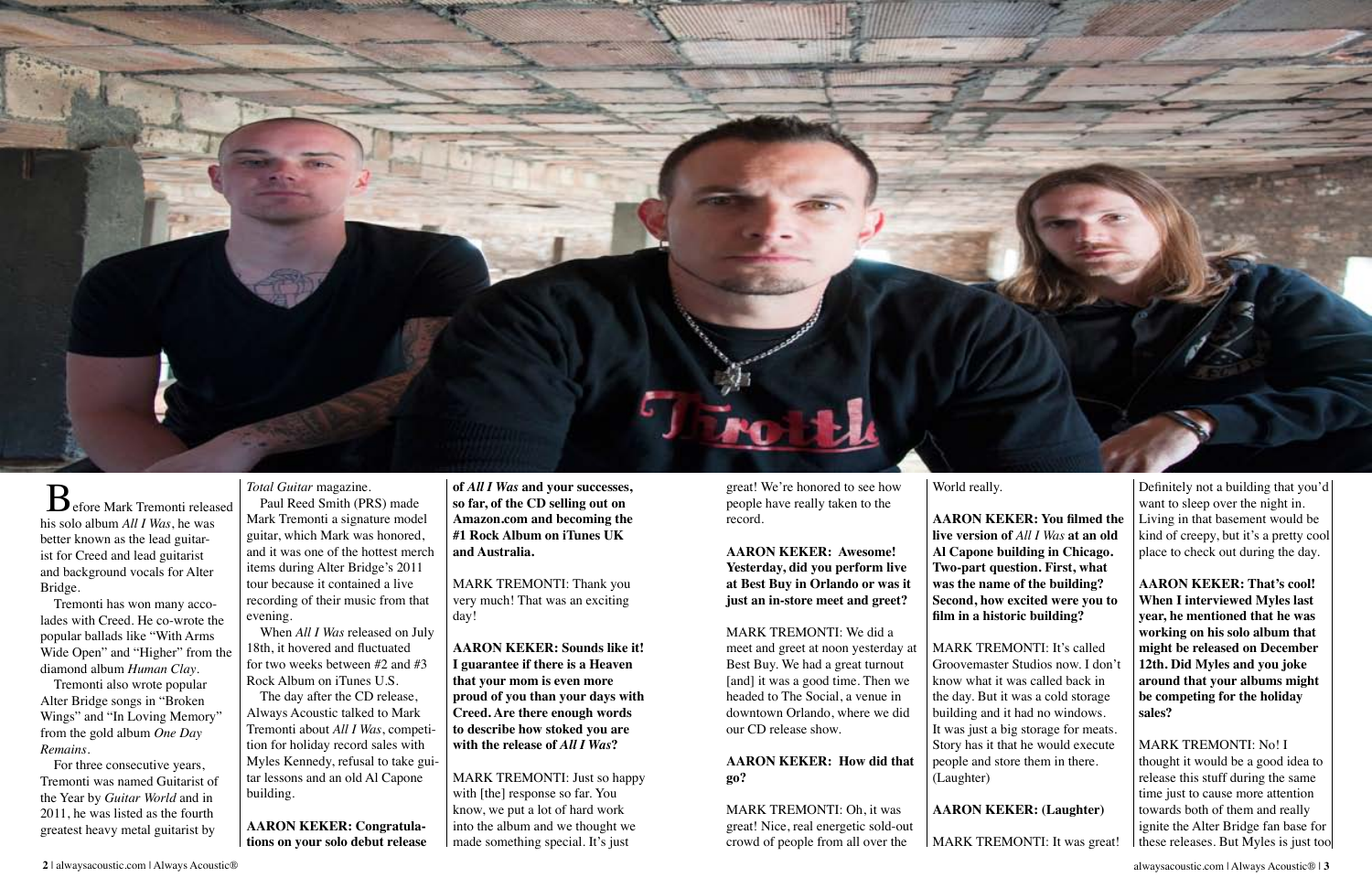Before Mark Tremonti released his solo album *All I Was*, he was better known as the lead guitarist for Creed and lead guitarist and background vocals for Alter Bridge.

Tremonti has won many accolades with Creed. He co-wrote the popular ballads like "With Arms Wide Open" and "Higher" from the diamond album *Human Clay*.

Tremonti also wrote popular Alter Bridge songs in "Broken Wings" and "In Loving Memory" from the gold album *One Day Remains*.

For three consecutive years, Tremonti was named Guitarist of the Year by *Guitar World* and in 2011, he was listed as the fourth greatest heavy metal guitarist by *Total Guitar* magazine.

Paul Reed Smith (PRS) made Mark Tremonti a signature model guitar, which Mark was honored, and it was one of the hottest merch items during Alter Bridge's 2011 tour because it contained a live recording of their music from that evening.

When *All I Was* released on July 18th, it hovered and fluctuated for two weeks between #2 and #3 Rock Album on iTunes U.S.

The day after the CD release, Always Acoustic talked to Mark Tremonti about *All I Was*, competition for holiday record sales with Myles Kennedy, refusal to take guitar lessons and an old Al Capone building.

**AARON KEKER: Congratulations on your solo debut release of *All I Was* and your successes, so far, of the CD selling out on Amazon.com and becoming the #1 Rock Album on iTunes UK and Australia.**

MARK TREMONTI: Thank you very much! That was an exciting day!

**AARON KEKER: Sounds like it! I guarantee if there is a Heaven that your mom is even more proud of you than your days with Creed. Are there enough words to describe how stoked you are with the release of *All I Was*?**

MARK TREMONTI: Just so happy with [the] response so far. You know, we put a lot of hard work into the album and we thought we made something special. It's just great! We're honored to see how people have really taken to the record.

**AARON KEKER: Awesome! Yesterday, did you perform live at Best Buy in Orlando or was it just an in-store meet and greet?**

MARK TREMONTI: We did a meet and greet at noon yesterday at Best Buy. We had a great turnout [and] it was a good time. Then we headed to The Social, a venue in downtown Orlando, where we did our CD release show.

**AARON KEKER: How did that go?**

MARK TREMONTI: Oh, it was great! Nice, real energetic sold-out crowd of people from all over the World really.

**AARON KEKER: You filmed the live version of *All I Was* at an old Al Capone building in Chicago. Two-part question. First, what was the name of the building? Second, how excited were you to film in a historic building?**

MARK TREMONTI: It's called Groovemaster Studios now. I don't know what it was called back in the day. But it was a cold storage building and it had no windows. It was just a big storage for meats. Story has it that he would execute people and store them in there. (Laughter)

**AARON KEKER: (Laughter)**

MARK TREMONTI: It was great! Definitely not a building that you'd want to sleep over the night in. Living in that basement would be kind of creepy, but it's a pretty cool place to check out during the day.

**AARON KEKER: That's cool! When I interviewed Myles last year, he mentioned that he was working on his solo album that might be released on December 12th. Did Myles and you joke around that your albums might be competing for the holiday sales?**

MARK TREMONTI: No! I thought it would be a good idea to release this stuff during the same time just to cause more attention towards both of them and really ignite the Alter Bridge fan base for these releases. But Myles is just too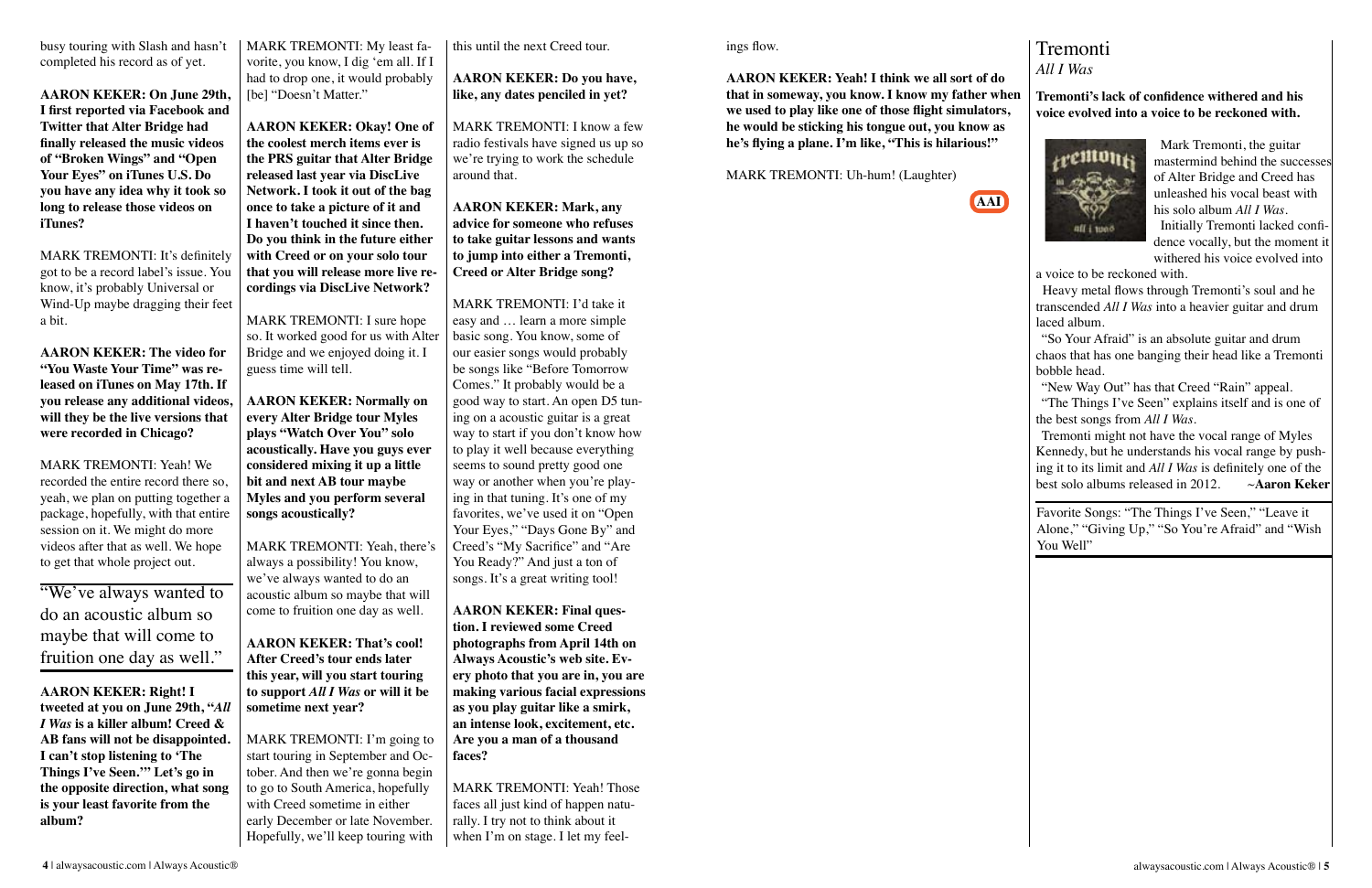busy touring with Slash and hasn't completed his record as of yet.

**AARON KEKER: On June 29th, I first reported via Facebook and Twitter that Alter Bridge had finally released the music videos of "Broken Wings" and "Open Your Eyes" on iTunes U.S. Do you have any idea why it took so long to release those videos on iTunes?**

MARK TREMONTI: It's definitely got to be a record label's issue. You know, it's probably Universal or Wind-Up maybe dragging their feet a bit.

**AARON KEKER: The video for "You Waste Your Time" was released on iTunes on May 17th. If you release any additional videos, will they be the live versions that were recorded in Chicago?**

MARK TREMONTI: Yeah! We recorded the entire record there so, yeah, we plan on putting together a package, hopefully, with that entire session on it. We might do more videos after that as well. We hope to get that whole project out.

"We've always wanted to do an acoustic album so maybe that will come to fruition one day as well."

**AARON KEKER: Right! I tweeted at you on June 29th, "*All I Was* is a killer album! Creed & AB fans will not be disappointed. I can't stop listening to 'The Things I've Seen.'" Let's go in the opposite direction, what song is your least favorite from the album?**

MARK TREMONTI: My least favorite, you know, I dig 'em all. If I had to drop one, it would probably [be] "Doesn't Matter."

**AARON KEKER: Okay! One of the coolest merch items ever is the PRS guitar that Alter Bridge released last year via DiscLive Network. I took it out of the bag once to take a picture of it and I haven't touched it since then. Do you think in the future either with Creed or on your solo tour that you will release more live recordings via DiscLive Network?**

MARK TREMONTI: I sure hope so. It worked good for us with Alter Bridge and we enjoyed doing it. I guess time will tell.

**AARON KEKER: Normally on every Alter Bridge tour Myles plays "Watch Over You" solo acoustically. Have you guys ever considered mixing it up a little bit and next AB tour maybe Myles and you perform several songs acoustically?**

MARK TREMONTI: Yeah, there's always a possibility! You know, we've always wanted to do an acoustic album so maybe that will come to fruition one day as well.

**AARON KEKER: That's cool! After Creed's tour ends later this year, will you start touring to support *All I Was* or will it be sometime next year?**

MARK TREMONTI: I'm going to start touring in September and October. And then we're gonna begin to go to South America, hopefully with Creed sometime in either early December or late November. Hopefully, we'll keep touring with this until the next Creed tour.

**AARON KEKER: Do you have, like, any dates penciled in yet?**

MARK TREMONTI: I know a few radio festivals have signed us up so we're trying to work the schedule around that.

**AARON KEKER: Mark, any advice for someone who refuses to take guitar lessons and wants to jump into either a Tremonti, Creed or Alter Bridge song?**

MARK TREMONTI: I'd take it easy and … learn a more simple basic song. You know, some of our easier songs would probably be songs like "Before Tomorrow Comes." It probably would be a good way to start. An open D5 tuning on a acoustic guitar is a great way to start if you don't know how to play it well because everything seems to sound pretty good one way or another when you're playing in that tuning. It's one of my favorites, we've used it on "Open Your Eyes," "Days Gone By" and Creed's "My Sacrifice" and "Are You Ready?" And just a ton of songs. It's a great writing tool!

**AARON KEKER: Final question. I reviewed some Creed photographs from April 14th on Always Acoustic's web site. Every photo that you are in, you are making various facial expressions as you play guitar like a smirk, an intense look, excitement, etc. Are you a man of a thousand faces?**

MARK TREMONTI: Yeah! Those faces all just kind of happen naturally. I try not to think about it when I'm on stage. I let my feelings flow.

**AARON KEKER: Yeah! I think we all sort of do that in someway, you know. I know my father when we used to play like one of those flight simulators, he would be sticking his tongue out, you know as he's flying a plane. I'm like, "This is hilarious!"**

MARK TREMONTI: Uh-hum! (Laughter)

AAI

# Tremonti

*All I Was*

**Tremonti's lack of confidence withered and his voice evolved into a voice to be reckoned with.**

Mark Tremonti, the guitar mastermind behind the successes of Alter Bridge and Creed has unleashed his vocal beast with his solo album *All I Was*.

Initially Tremonti lacked confidence vocally, but the moment it withered his voice evolved into a voice to be reckoned with.

Heavy metal flows through Tremonti's soul and he transcended *All I Was* into a heavier guitar and drum laced album.

"So Your Afraid" is an absolute guitar and drum chaos that has one banging their head like a Tremonti bobble head.

"New Way Out" has that Creed "Rain" appeal.

"The Things I've Seen" explains itself and is one of the best songs from *All I Was*.

Tremonti might not have the vocal range of Myles Kennedy, but he understands his vocal range by pushing it to its limit and *All I Was* is definitely one of the best solo albums released in 2012. **~Aaron Keker**

Favorite Songs: "The Things I've Seen," "Leave it Alone," "Giving Up," "So You're Afraid" and "Wish You Well"